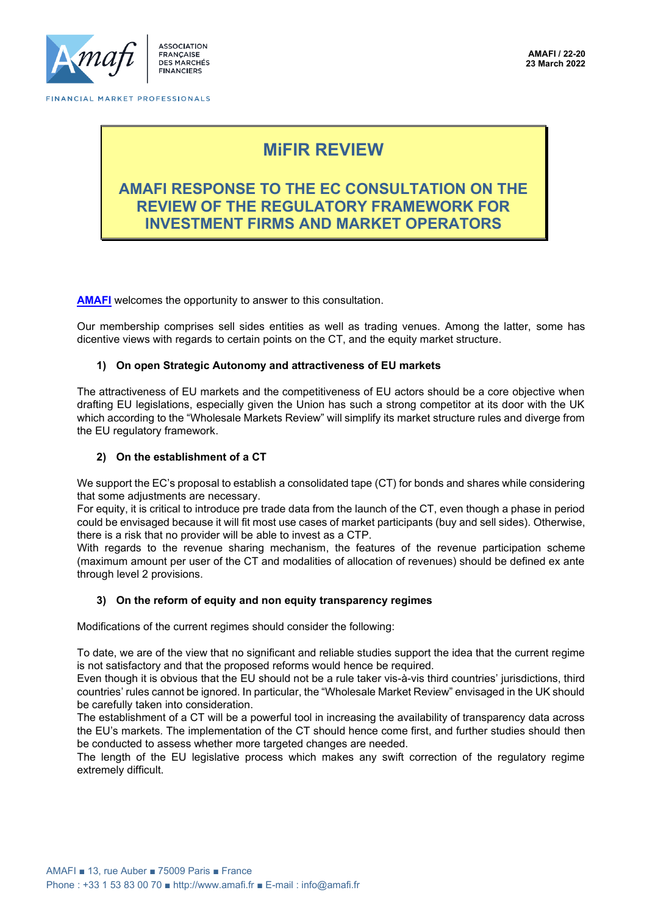AMAFI / 22-20
23 March 2022

# MiFIR REVIEW

## AMAFI RESPONSE TO THE EC CONSULTATION ON THE REVIEW OF THE REGULATORY FRAMEWORK FOR INVESTMENT FIRMS AND MARKET OPERATORS

**AMAFI** welcomes the opportunity to answer to this consultation.

Our membership comprises sell sides entities as well as trading venues. Among the latter, some has dicentive views with regards to certain points on the CT, and the equity market structure.

### 1) On open Strategic Autonomy and attractiveness of EU markets

The attractiveness of EU markets and the competitiveness of EU actors should be a core objective when drafting EU legislations, especially given the Union has such a strong competitor at its door with the UK which according to the "Wholesale Markets Review" will simplify its market structure rules and diverge from the EU regulatory framework.

### 2) On the establishment of a CT

We support the EC's proposal to establish a consolidated tape (CT) for bonds and shares while considering that some adjustments are necessary.
For equity, it is critical to introduce pre trade data from the launch of the CT, even though a phase in period could be envisaged because it will fit most use cases of market participants (buy and sell sides). Otherwise, there is a risk that no provider will be able to invest as a CTP.
With regards to the revenue sharing mechanism, the features of the revenue participation scheme (maximum amount per user of the CT and modalities of allocation of revenues) should be defined ex ante through level 2 provisions.

### 3) On the reform of equity and non equity transparency regimes

Modifications of the current regimes should consider the following:

To date, we are of the view that no significant and reliable studies support the idea that the current regime is not satisfactory and that the proposed reforms would hence be required.
Even though it is obvious that the EU should not be a rule taker vis-à-vis third countries' jurisdictions, third countries' rules cannot be ignored. In particular, the "Wholesale Market Review" envisaged in the UK should be carefully taken into consideration.
The establishment of a CT will be a powerful tool in increasing the availability of transparency data across the EU's markets. The implementation of the CT should hence come first, and further studies should then be conducted to assess whether more targeted changes are needed.
The length of the EU legislative process which makes any swift correction of the regulatory regime extremely difficult.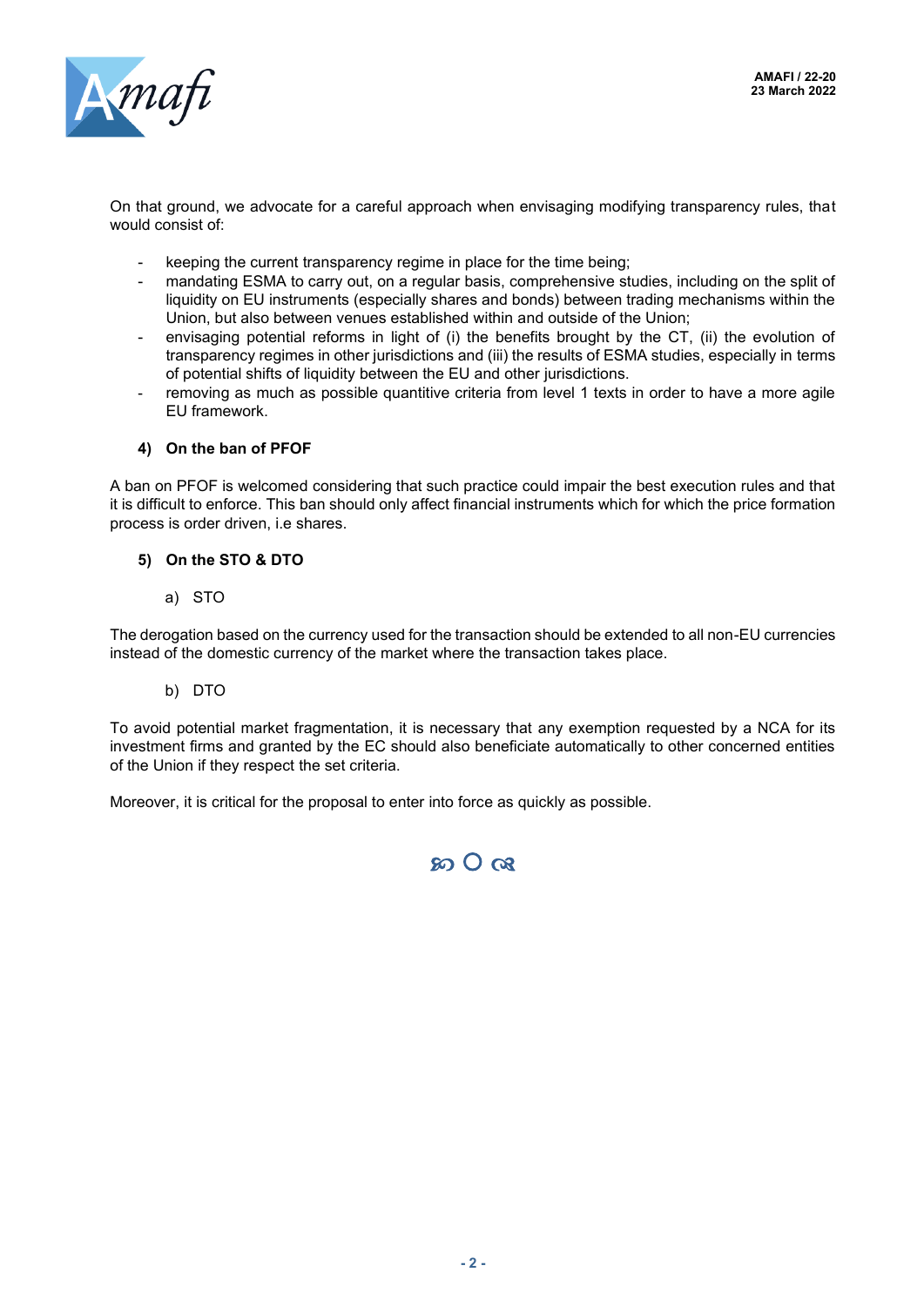On that ground, we advocate for a careful approach when envisaging modifying transparency rules, that would consist of:

- keeping the current transparency regime in place for the time being;
- mandating ESMA to carry out, on a regular basis, comprehensive studies, including on the split of liquidity on EU instruments (especially shares and bonds) between trading mechanisms within the Union, but also between venues established within and outside of the Union;
- envisaging potential reforms in light of (i) the benefits brought by the CT, (ii) the evolution of transparency regimes in other jurisdictions and (iii) the results of ESMA studies, especially in terms of potential shifts of liquidity between the EU and other jurisdictions.
- removing as much as possible quantitive criteria from level 1 texts in order to have a more agile EU framework.

### 4) On the ban of PFOF

A ban on PFOF is welcomed considering that such practice could impair the best execution rules and that it is difficult to enforce. This ban should only affect financial instruments which for which the price formation process is order driven, i.e shares.

### 5) On the STO & DTO

a) STO

The derogation based on the currency used for the transaction should be extended to all non-EU currencies instead of the domestic currency of the market where the transaction takes place.

b) DTO

To avoid potential market fragmentation, it is necessary that any exemption requested by a NCA for its investment firms and granted by the EC should also beneficiate automatically to other concerned entities of the Union if they respect the set criteria.

Moreover, it is critical for the proposal to enter into force as quickly as possible.

੬ O ᘓ